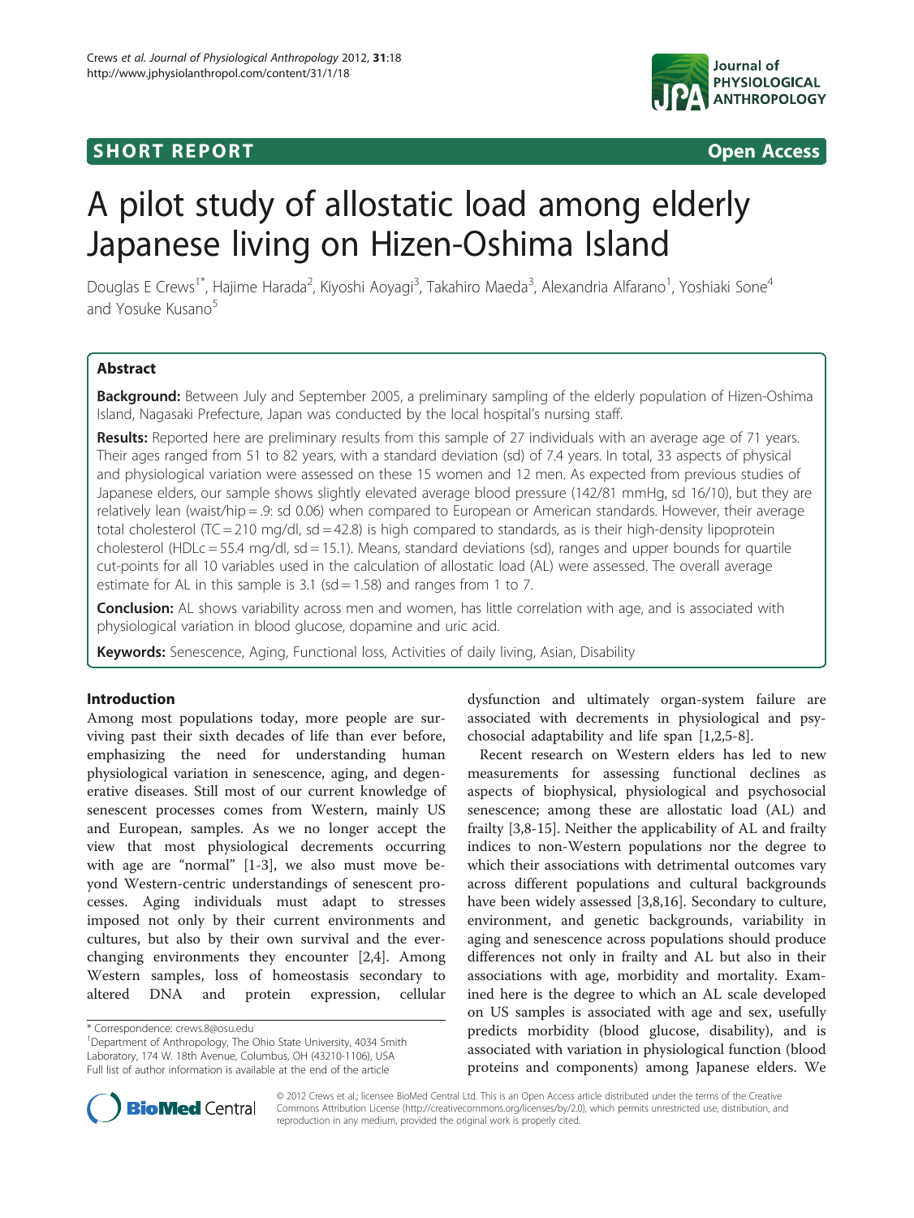SHORT REPORT Open Access

# A pilot study of allostatic load among elderly Japanese living on Hizen-Oshima Island

Douglas E Crews[1*], Hajime Harada[2], Kiyoshi Aoyagi[3], Takahiro Maeda[3], Alexandria Alfarano[1], Yoshiaki Sone[4] and Yosuke Kusano[5]

## Abstract

**Background:** Between July and September 2005, a preliminary sampling of the elderly population of Hizen-Oshima Island, Nagasaki Prefecture, Japan was conducted by the local hospital's nursing staff.

**Results:** Reported here are preliminary results from this sample of 27 individuals with an average age of 71 years. Their ages ranged from 51 to 82 years, with a standard deviation (sd) of 7.4 years. In total, 33 aspects of physical and physiological variation were assessed on these 15 women and 12 men. As expected from previous studies of Japanese elders, our sample shows slightly elevated average blood pressure (142/81 mmHg, sd 16/10), but they are relatively lean (waist/hip = .9: sd 0.06) when compared to European or American standards. However, their average total cholesterol (TC = 210 mg/dl, sd = 42.8) is high compared to standards, as is their high-density lipoprotein cholesterol (HDLc = 55.4 mg/dl, sd = 15.1). Means, standard deviations (sd), ranges and upper bounds for quartile cut-points for all 10 variables used in the calculation of allostatic load (AL) were assessed. The overall average estimate for AL in this sample is 3.1 (sd = 1.58) and ranges from 1 to 7.

**Conclusion:** AL shows variability across men and women, has little correlation with age, and is associated with physiological variation in blood glucose, dopamine and uric acid.

**Keywords:** Senescence, Aging, Functional loss, Activities of daily living, Asian, Disability

## Introduction

Among most populations today, more people are surviving past their sixth decades of life than ever before, emphasizing the need for understanding human physiological variation in senescence, aging, and degenerative diseases. Still most of our current knowledge of senescent processes comes from Western, mainly US and European, samples. As we no longer accept the view that most physiological decrements occurring with age are "normal" [1-3], we also must move beyond Western-centric understandings of senescent processes. Aging individuals must adapt to stresses imposed not only by their current environments and cultures, but also by their own survival and the ever-changing environments they encounter [2,4]. Among Western samples, loss of homeostasis secondary to altered DNA and protein expression, cellular dysfunction and ultimately organ-system failure are associated with decrements in physiological and psychosocial adaptability and life span [1,2,5-8].

Recent research on Western elders has led to new measurements for assessing functional declines as aspects of biophysical, physiological and psychosocial senescence; among these are allostatic load (AL) and frailty [3,8-15]. Neither the applicability of AL and frailty indices to non-Western populations nor the degree to which their associations with detrimental outcomes vary across different populations and cultural backgrounds have been widely assessed [3,8,16]. Secondary to culture, environment, and genetic backgrounds, variability in aging and senescence across populations should produce differences not only in frailty and AL but also in their associations with age, morbidity and mortality. Examined here is the degree to which an AL scale developed on US samples is associated with age and sex, usefully predicts morbidity (blood glucose, disability), and is associated with variation in physiological function (blood proteins and components) among Japanese elders. We

\* Correspondence: crews.8@osu.edu
[1]Department of Anthropology, The Ohio State University, 4034 Smith Laboratory, 174 W. 18th Avenue, Columbus, OH (43210-1106), USA
Full list of author information is available at the end of the article

© 2012 Crews et al.; licensee BioMed Central Ltd. This is an Open Access article distributed under the terms of the Creative Commons Attribution License (http://creativecommons.org/licenses/by/2.0), which permits unrestricted use, distribution, and reproduction in any medium, provided the original work is properly cited.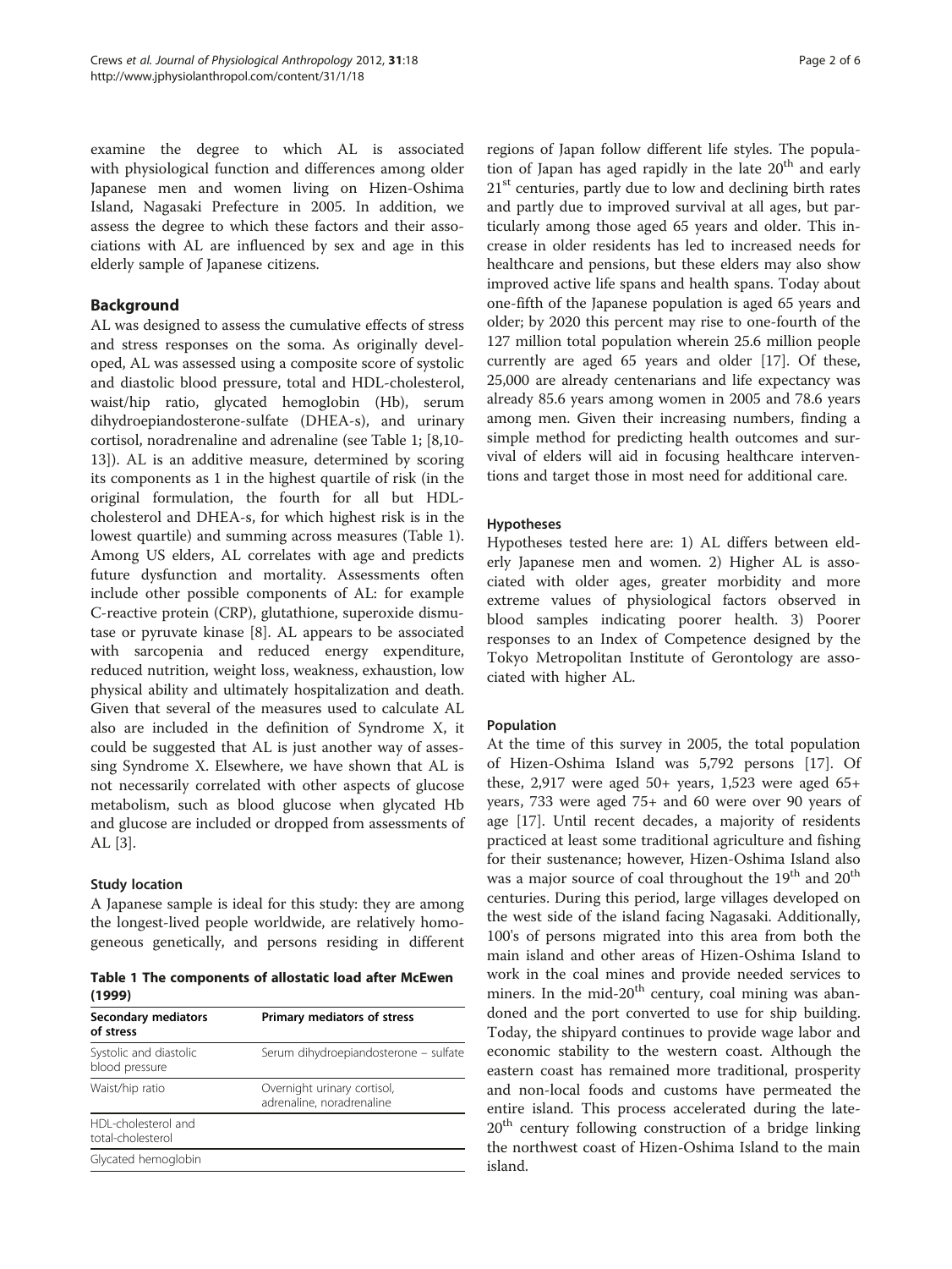examine the degree to which AL is associated with physiological function and differences among older Japanese men and women living on Hizen-Oshima Island, Nagasaki Prefecture in 2005. In addition, we assess the degree to which these factors and their associations with AL are influenced by sex and age in this elderly sample of Japanese citizens.

## Background

AL was designed to assess the cumulative effects of stress and stress responses on the soma. As originally developed, AL was assessed using a composite score of systolic and diastolic blood pressure, total and HDL-cholesterol, waist/hip ratio, glycated hemoglobin (Hb), serum dihydroepiandosterone-sulfate (DHEA-s), and urinary cortisol, noradrenaline and adrenaline (see Table 1; [8,10-13]). AL is an additive measure, determined by scoring its components as 1 in the highest quartile of risk (in the original formulation, the fourth for all but HDL-cholesterol and DHEA-s, for which highest risk is in the lowest quartile) and summing across measures (Table 1). Among US elders, AL correlates with age and predicts future dysfunction and mortality. Assessments often include other possible components of AL: for example C-reactive protein (CRP), glutathione, superoxide dismutase or pyruvate kinase [8]. AL appears to be associated with sarcopenia and reduced energy expenditure, reduced nutrition, weight loss, weakness, exhaustion, low physical ability and ultimately hospitalization and death. Given that several of the measures used to calculate AL also are included in the definition of Syndrome X, it could be suggested that AL is just another way of assessing Syndrome X. Elsewhere, we have shown that AL is not necessarily correlated with other aspects of glucose metabolism, such as blood glucose when glycated Hb and glucose are included or dropped from assessments of AL [3].

### Study location

A Japanese sample is ideal for this study: they are among the longest-lived people worldwide, are relatively homogeneous genetically, and persons residing in different regions of Japan follow different life styles. The population of Japan has aged rapidly in the late 20th and early 21st centuries, partly due to low and declining birth rates and partly due to improved survival at all ages, but particularly among those aged 65 years and older. This increase in older residents has led to increased needs for healthcare and pensions, but these elders may also show improved active life spans and health spans. Today about one-fifth of the Japanese population is aged 65 years and older; by 2020 this percent may rise to one-fourth of the 127 million total population wherein 25.6 million people currently are aged 65 years and older [17]. Of these, 25,000 are already centenarians and life expectancy was already 85.6 years among women in 2005 and 78.6 years among men. Given their increasing numbers, finding a simple method for predicting health outcomes and survival of elders will aid in focusing healthcare interventions and target those in most need for additional care.

**Table 1 The components of allostatic load after McEwen (1999)**

| Secondary mediators of stress | Primary mediators of stress |
|---|---|
| Systolic and diastolic blood pressure | Serum dihydroepiandosterone – sulfate |
| Waist/hip ratio | Overnight urinary cortisol, adrenaline, noradrenaline |
| HDL-cholesterol and total-cholesterol | |
| Glycated hemoglobin | |

### Hypotheses

Hypotheses tested here are: 1) AL differs between elderly Japanese men and women. 2) Higher AL is associated with older ages, greater morbidity and more extreme values of physiological factors observed in blood samples indicating poorer health. 3) Poorer responses to an Index of Competence designed by the Tokyo Metropolitan Institute of Gerontology are associated with higher AL.

### Population

At the time of this survey in 2005, the total population of Hizen-Oshima Island was 5,792 persons [17]. Of these, 2,917 were aged 50+ years, 1,523 were aged 65+ years, 733 were aged 75+ and 60 were over 90 years of age [17]. Until recent decades, a majority of residents practiced at least some traditional agriculture and fishing for their sustenance; however, Hizen-Oshima Island also was a major source of coal throughout the 19th and 20th centuries. During this period, large villages developed on the west side of the island facing Nagasaki. Additionally, 100's of persons migrated into this area from both the main island and other areas of Hizen-Oshima Island to work in the coal mines and provide needed services to miners. In the mid-20th century, coal mining was abandoned and the port converted to use for ship building. Today, the shipyard continues to provide wage labor and economic stability to the western coast. Although the eastern coast has remained more traditional, prosperity and non-local foods and customs have permeated the entire island. This process accelerated during the late-20th century following construction of a bridge linking the northwest coast of Hizen-Oshima Island to the main island.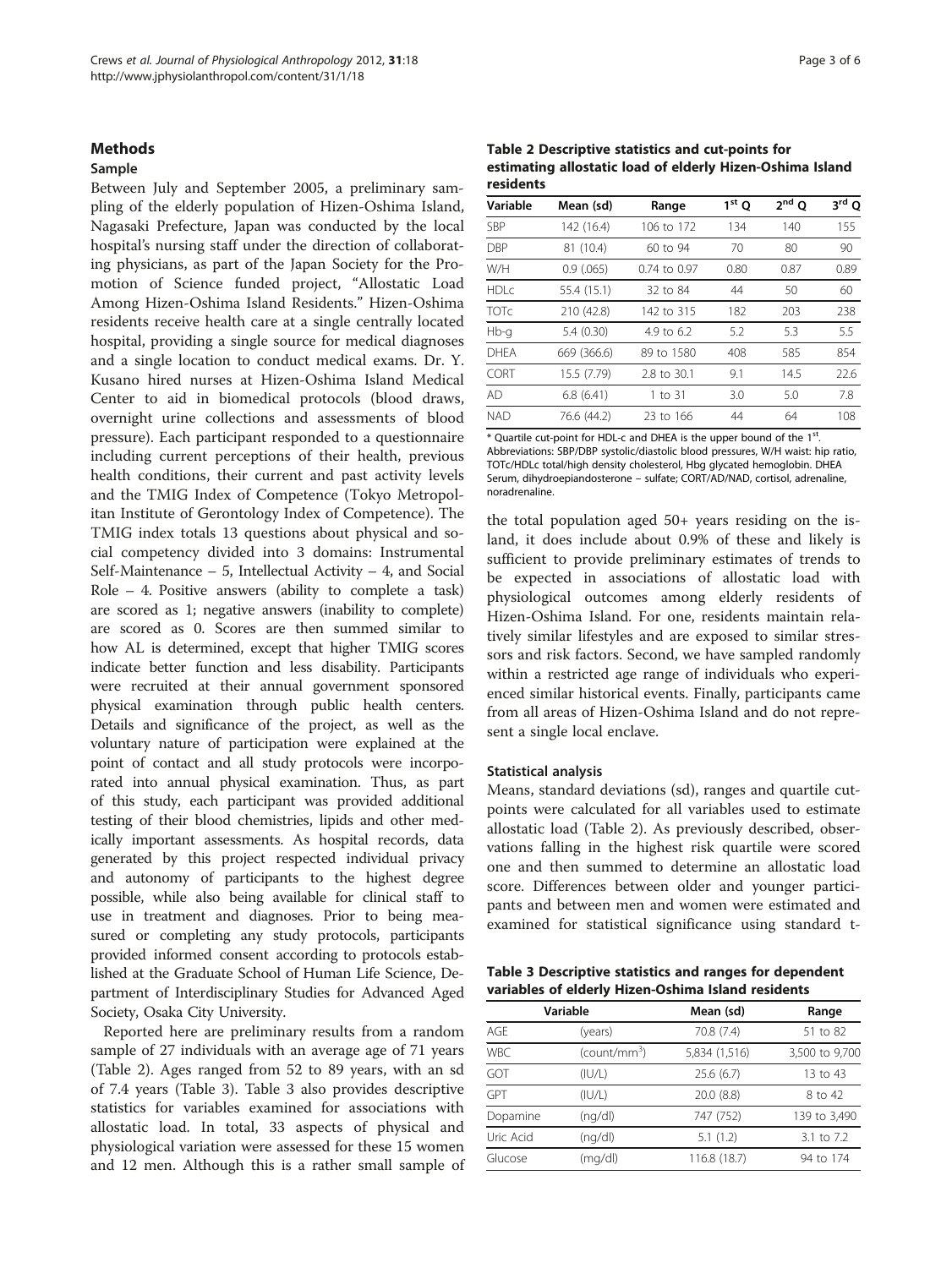## Methods

### Sample

Between July and September 2005, a preliminary sampling of the elderly population of Hizen-Oshima Island, Nagasaki Prefecture, Japan was conducted by the local hospital's nursing staff under the direction of collaborating physicians, as part of the Japan Society for the Promotion of Science funded project, "Allostatic Load Among Hizen-Oshima Island Residents." Hizen-Oshima residents receive health care at a single centrally located hospital, providing a single source for medical diagnoses and a single location to conduct medical exams. Dr. Y. Kusano hired nurses at Hizen-Oshima Island Medical Center to aid in biomedical protocols (blood draws, overnight urine collections and assessments of blood pressure). Each participant responded to a questionnaire including current perceptions of their health, previous health conditions, their current and past activity levels and the TMIG Index of Competence (Tokyo Metropolitan Institute of Gerontology Index of Competence). The TMIG index totals 13 questions about physical and social competency divided into 3 domains: Instrumental Self-Maintenance – 5, Intellectual Activity – 4, and Social Role – 4. Positive answers (ability to complete a task) are scored as 1; negative answers (inability to complete) are scored as 0. Scores are then summed similar to how AL is determined, except that higher TMIG scores indicate better function and less disability. Participants were recruited at their annual government sponsored physical examination through public health centers. Details and significance of the project, as well as the voluntary nature of participation were explained at the point of contact and all study protocols were incorporated into annual physical examination. Thus, as part of this study, each participant was provided additional testing of their blood chemistries, lipids and other medically important assessments. As hospital records, data generated by this project respected individual privacy and autonomy of participants to the highest degree possible, while also being available for clinical staff to use in treatment and diagnoses. Prior to being measured or completing any study protocols, participants provided informed consent according to protocols established at the Graduate School of Human Life Science, Department of Interdisciplinary Studies for Advanced Aged Society, Osaka City University.

Reported here are preliminary results from a random sample of 27 individuals with an average age of 71 years (Table 2). Ages ranged from 52 to 89 years, with an sd of 7.4 years (Table 3). Table 3 also provides descriptive statistics for variables examined for associations with allostatic load. In total, 33 aspects of physical and physiological variation were assessed for these 15 women and 12 men. Although this is a rather small sample of the total population aged 50+ years residing on the island, it does include about 0.9% of these and likely is sufficient to provide preliminary estimates of trends to be expected in associations of allostatic load with physiological outcomes among elderly residents of Hizen-Oshima Island. For one, residents maintain relatively similar lifestyles and are exposed to similar stressors and risk factors. Second, we have sampled randomly within a restricted age range of individuals who experienced similar historical events. Finally, participants came from all areas of Hizen-Oshima Island and do not represent a single local enclave.

**Table 2 Descriptive statistics and cut-points for estimating allostatic load of elderly Hizen-Oshima Island residents**

| Variable | Mean (sd) | Range | 1st Q | 2nd Q | 3rd Q |
|---|---|---|---|---|---|
| SBP | 142 (16.4) | 106 to 172 | 134 | 140 | 155 |
| DBP | 81 (10.4) | 60 to 94 | 70 | 80 | 90 |
| W/H | 0.9 (.065) | 0.74 to 0.97 | 0.80 | 0.87 | 0.89 |
| HDLc | 55.4 (15.1) | 32 to 84 | 44 | 50 | 60 |
| TOTc | 210 (42.8) | 142 to 315 | 182 | 203 | 238 |
| Hb-g | 5.4 (0.30) | 4.9 to 6.2 | 5.2 | 5.3 | 5.5 |
| DHEA | 669 (366.6) | 89 to 1580 | 408 | 585 | 854 |
| CORT | 15.5 (7.79) | 2.8 to 30.1 | 9.1 | 14.5 | 22.6 |
| AD | 6.8 (6.41) | 1 to 31 | 3.0 | 5.0 | 7.8 |
| NAD | 76.6 (44.2) | 23 to 166 | 44 | 64 | 108 |

* Quartile cut-point for HDL-c and DHEA is the upper bound of the 1st.
Abbreviations: SBP/DBP systolic/diastolic blood pressures, W/H waist: hip ratio, TOTc/HDLc total/high density cholesterol, Hbg glycated hemoglobin. DHEA Serum, dihydroepiandosterone – sulfate; CORT/AD/NAD, cortisol, adrenaline, noradrenaline.

### Statistical analysis

Means, standard deviations (sd), ranges and quartile cut-points were calculated for all variables used to estimate allostatic load (Table 2). As previously described, observations falling in the highest risk quartile were scored one and then summed to determine an allostatic load score. Differences between older and younger participants and between men and women were estimated and examined for statistical significance using standard t-

**Table 3 Descriptive statistics and ranges for dependent variables of elderly Hizen-Oshima Island residents**

| Variable | | Mean (sd) | Range |
|---|---|---|---|
| AGE | (years) | 70.8 (7.4) | 51 to 82 |
| WBC | (count/mm$^3$) | 5,834 (1,516) | 3,500 to 9,700 |
| GOT | (IU/L) | 25.6 (6.7) | 13 to 43 |
| GPT | (IU/L) | 20.0 (8.8) | 8 to 42 |
| Dopamine | (ng/dl) | 747 (752) | 139 to 3,490 |
| Uric Acid | (ng/dl) | 5.1 (1.2) | 3.1 to 7.2 |
| Glucose | (mg/dl) | 116.8 (18.7) | 94 to 174 |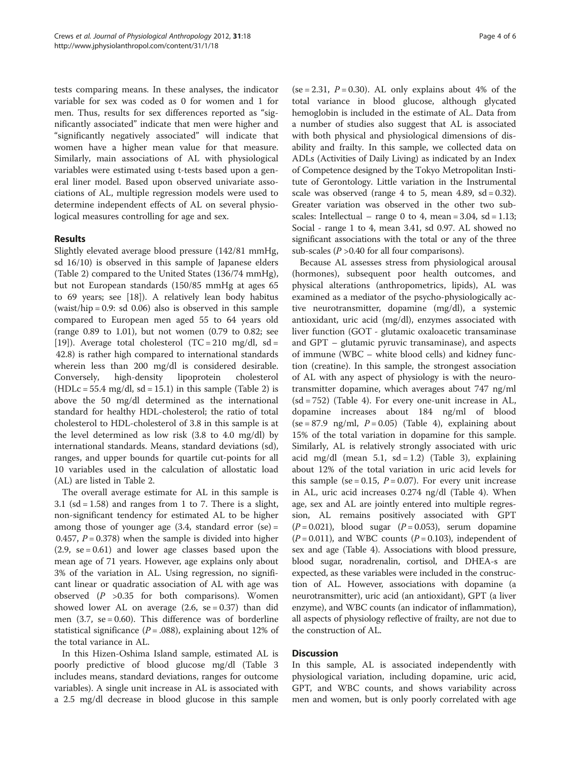tests comparing means. In these analyses, the indicator variable for sex was coded as 0 for women and 1 for men. Thus, results for sex differences reported as "significantly associated" indicate that men were higher and "significantly negatively associated" will indicate that women have a higher mean value for that measure. Similarly, main associations of AL with physiological variables were estimated using t-tests based upon a general liner model. Based upon observed univariate associations of AL, multiple regression models were used to determine independent effects of AL on several physiological measures controlling for age and sex.

## Results

Slightly elevated average blood pressure (142/81 mmHg, sd 16/10) is observed in this sample of Japanese elders (Table 2) compared to the United States (136/74 mmHg), but not European standards (150/85 mmHg at ages 65 to 69 years; see [18]). A relatively lean body habitus (waist/hip = 0.9: sd 0.06) also is observed in this sample compared to European men aged 55 to 64 years old (range 0.89 to 1.01), but not women (0.79 to 0.82; see [19]). Average total cholesterol (TC = 210 mg/dl, sd = 42.8) is rather high compared to international standards wherein less than 200 mg/dl is considered desirable. Conversely, high-density lipoprotein cholesterol (HDLc = 55.4 mg/dl, sd = 15.1) in this sample (Table 2) is above the 50 mg/dl determined as the international standard for healthy HDL-cholesterol; the ratio of total cholesterol to HDL-cholesterol of 3.8 in this sample is at the level determined as low risk (3.8 to 4.0 mg/dl) by international standards. Means, standard deviations (sd), ranges, and upper bounds for quartile cut-points for all 10 variables used in the calculation of allostatic load (AL) are listed in Table 2.

The overall average estimate for AL in this sample is 3.1 (sd = 1.58) and ranges from 1 to 7. There is a slight, non-significant tendency for estimated AL to be higher among those of younger age (3.4, standard error (se) = 0.457, $P = 0.378$) when the sample is divided into higher (2.9, se = 0.61) and lower age classes based upon the mean age of 71 years. However, age explains only about 3% of the variation in AL. Using regression, no significant linear or quadratic association of AL with age was observed ($P > 0.35$ for both comparisons). Women showed lower AL on average (2.6, se = 0.37) than did men (3.7, se = 0.60). This difference was of borderline statistical significance ($P = .088$), explaining about 12% of the total variance in AL.

In this Hizen-Oshima Island sample, estimated AL is poorly predictive of blood glucose mg/dl (Table 3 includes means, standard deviations, ranges for outcome variables). A single unit increase in AL is associated with a 2.5 mg/dl decrease in blood glucose in this sample (se = 2.31, $P = 0.30$). AL only explains about 4% of the total variance in blood glucose, although glycated hemoglobin is included in the estimate of AL. Data from a number of studies also suggest that AL is associated with both physical and physiological dimensions of disability and frailty. In this sample, we collected data on ADLs (Activities of Daily Living) as indicated by an Index of Competence designed by the Tokyo Metropolitan Institute of Gerontology. Little variation in the Instrumental scale was observed (range 4 to 5, mean 4.89, sd = 0.32). Greater variation was observed in the other two subscales: Intellectual – range 0 to 4, mean = 3.04, sd = 1.13; Social - range 1 to 4, mean 3.41, sd 0.97. AL showed no significant associations with the total or any of the three sub-scales ($P > 0.40$ for all four comparisons).

Because AL assesses stress from physiological arousal (hormones), subsequent poor health outcomes, and physical alterations (anthropometrics, lipids), AL was examined as a mediator of the psycho-physiologically active neurotransmitter, dopamine (mg/dl), a systemic antioxidant, uric acid (mg/dl), enzymes associated with liver function (GOT - glutamic oxaloacetic transaminase and GPT – glutamic pyruvic transaminase), and aspects of immune (WBC – white blood cells) and kidney function (creatine). In this sample, the strongest association of AL with any aspect of physiology is with the neurotransmitter dopamine, which averages about 747 ng/ml (sd = 752) (Table 4). For every one-unit increase in AL, dopamine increases about 184 ng/ml of blood (se = 87.9 ng/ml, $P = 0.05$) (Table 4), explaining about 15% of the total variation in dopamine for this sample. Similarly, AL is relatively strongly associated with uric acid mg/dl (mean 5.1, sd = 1.2) (Table 3), explaining about 12% of the total variation in uric acid levels for this sample (se = 0.15, $P = 0.07$). For every unit increase in AL, uric acid increases 0.274 ng/dl (Table 4). When age, sex and AL are jointly entered into multiple regression, AL remains positively associated with GPT ($P = 0.021$), blood sugar ($P = 0.053$), serum dopamine ($P = 0.011$), and WBC counts ($P = 0.103$), independent of sex and age (Table 4). Associations with blood pressure, blood sugar, noradrenalin, cortisol, and DHEA-s are expected, as these variables were included in the construction of AL. However, associations with dopamine (a neurotransmitter), uric acid (an antioxidant), GPT (a liver enzyme), and WBC counts (an indicator of inflammation), all aspects of physiology reflective of frailty, are not due to the construction of AL.

## Discussion

In this sample, AL is associated independently with physiological variation, including dopamine, uric acid, GPT, and WBC counts, and shows variability across men and women, but is only poorly correlated with age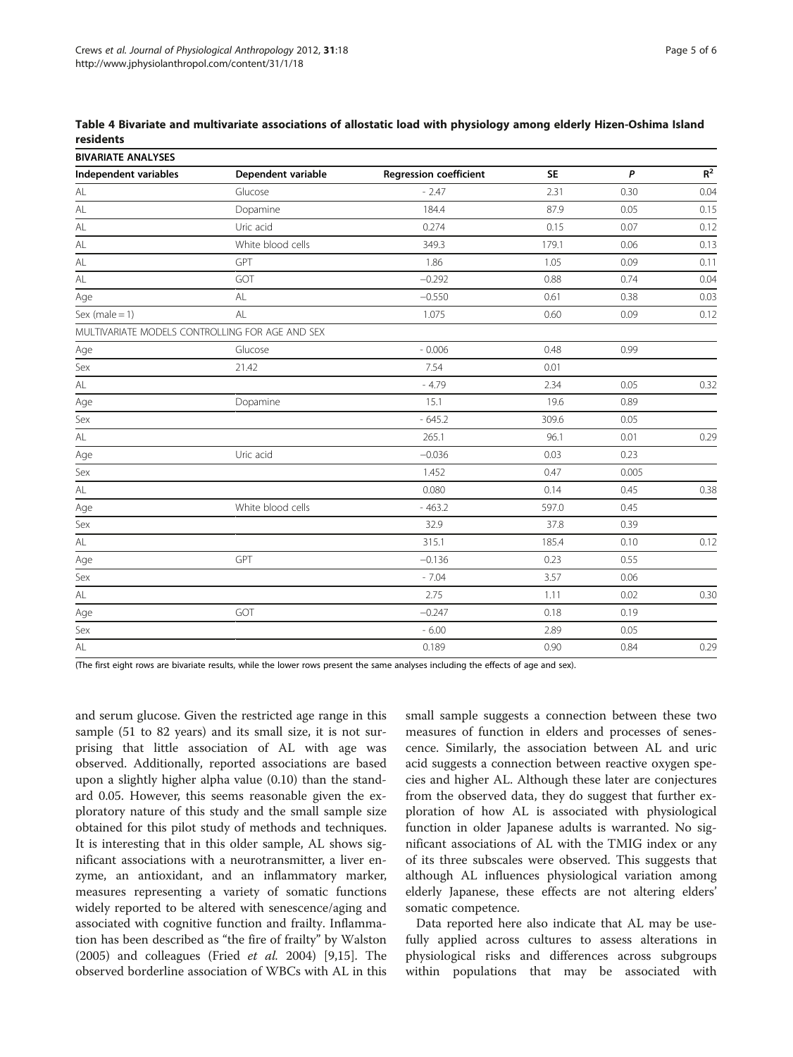**Table 4 Bivariate and multivariate associations of allostatic load with physiology among elderly Hizen-Oshima Island residents**

| BIVARIATE ANALYSES | | | | | |
|---|---|---|---|---|---|
| Independent variables | Dependent variable | Regression coefficient | SE | *P* | $R^2$ |
| AL | Glucose | - 2.47 | 2.31 | 0.30 | 0.04 |
| AL | Dopamine | 184.4 | 87.9 | 0.05 | 0.15 |
| AL | Uric acid | 0.274 | 0.15 | 0.07 | 0.12 |
| AL | White blood cells | 349.3 | 179.1 | 0.06 | 0.13 |
| AL | GPT | 1.86 | 1.05 | 0.09 | 0.11 |
| AL | GOT | −0.292 | 0.88 | 0.74 | 0.04 |
| Age | AL | −0.550 | 0.61 | 0.38 | 0.03 |
| Sex (male = 1) | AL | 1.075 | 0.60 | 0.09 | 0.12 |
| MULTIVARIATE MODELS CONTROLLING FOR AGE AND SEX | | | | | |
| Age | Glucose | - 0.006 | 0.48 | 0.99 | |
| Sex | 21.42 | 7.54 | 0.01 | | |
| AL | | - 4.79 | 2.34 | 0.05 | 0.32 |
| Age | Dopamine | 15.1 | 19.6 | 0.89 | |
| Sex | | - 645.2 | 309.6 | 0.05 | |
| AL | | 265.1 | 96.1 | 0.01 | 0.29 |
| Age | Uric acid | −0.036 | 0.03 | 0.23 | |
| Sex | | 1.452 | 0.47 | 0.005 | |
| AL | | 0.080 | 0.14 | 0.45 | 0.38 |
| Age | White blood cells | - 463.2 | 597.0 | 0.45 | |
| Sex | | 32.9 | 37.8 | 0.39 | |
| AL | | 315.1 | 185.4 | 0.10 | 0.12 |
| Age | GPT | −0.136 | 0.23 | 0.55 | |
| Sex | | - 7.04 | 3.57 | 0.06 | |
| AL | | 2.75 | 1.11 | 0.02 | 0.30 |
| Age | GOT | −0.247 | 0.18 | 0.19 | |
| Sex | | - 6.00 | 2.89 | 0.05 | |
| AL | | 0.189 | 0.90 | 0.84 | 0.29 |

(The first eight rows are bivariate results, while the lower rows present the same analyses including the effects of age and sex).

and serum glucose. Given the restricted age range in this sample (51 to 82 years) and its small size, it is not surprising that little association of AL with age was observed. Additionally, reported associations are based upon a slightly higher alpha value (0.10) than the standard 0.05. However, this seems reasonable given the exploratory nature of this study and the small sample size obtained for this pilot study of methods and techniques. It is interesting that in this older sample, AL shows significant associations with a neurotransmitter, a liver enzyme, an antioxidant, and an inflammatory marker, measures representing a variety of somatic functions widely reported to be altered with senescence/aging and associated with cognitive function and frailty. Inflammation has been described as "the fire of frailty" by Walston (2005) and colleagues (Fried *et al.* 2004) [9,15]. The observed borderline association of WBCs with AL in this small sample suggests a connection between these two measures of function in elders and processes of senescence. Similarly, the association between AL and uric acid suggests a connection between reactive oxygen species and higher AL. Although these later are conjectures from the observed data, they do suggest that further exploration of how AL is associated with physiological function in older Japanese adults is warranted. No significant associations of AL with the TMIG index or any of its three subscales were observed. This suggests that although AL influences physiological variation among elderly Japanese, these effects are not altering elders' somatic competence.

Data reported here also indicate that AL may be usefully applied across cultures to assess alterations in physiological risks and differences across subgroups within populations that may be associated with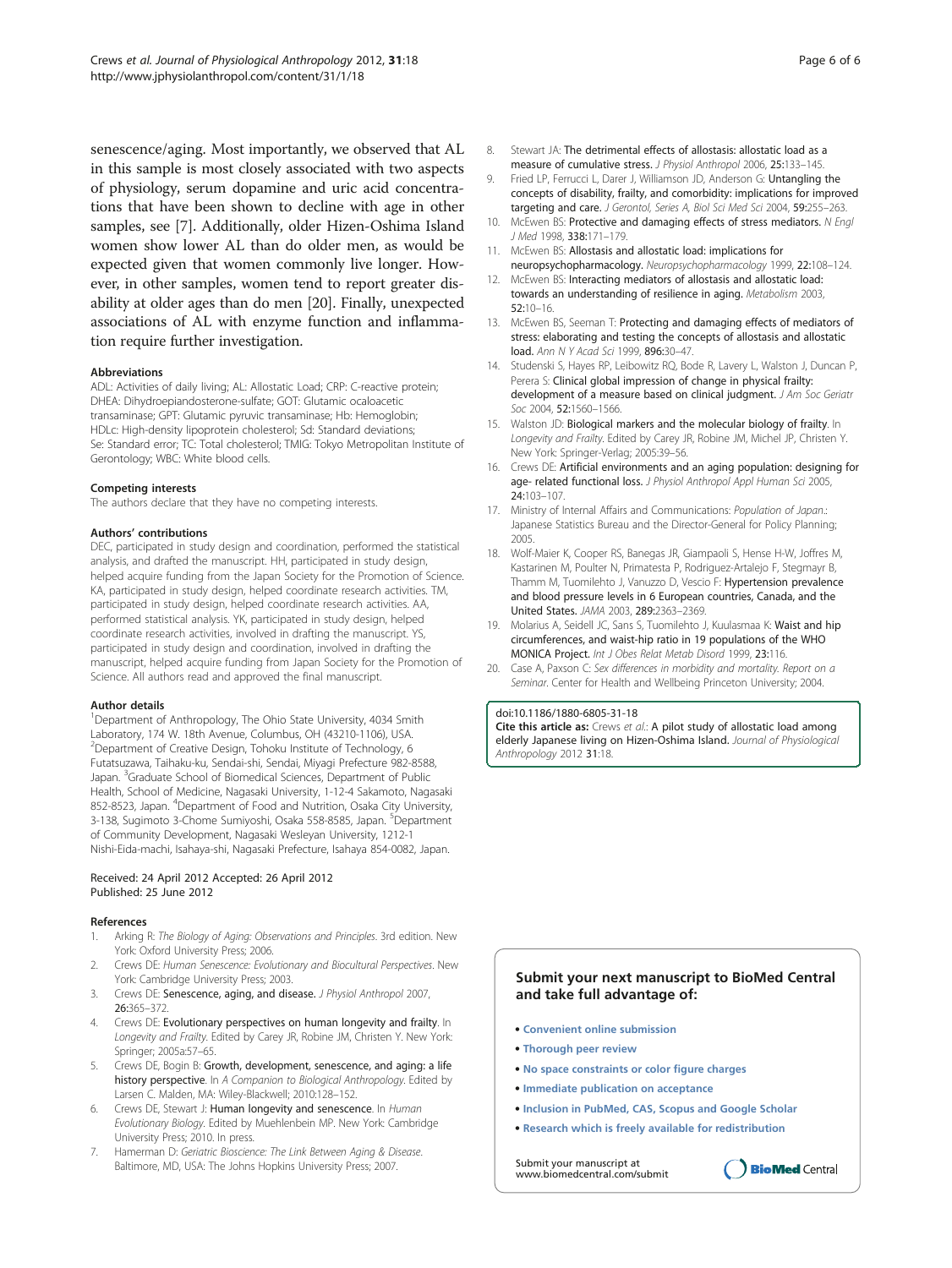senescence/aging. Most importantly, we observed that AL in this sample is most closely associated with two aspects of physiology, serum dopamine and uric acid concentrations that have been shown to decline with age in other samples, see [7]. Additionally, older Hizen-Oshima Island women show lower AL than do older men, as would be expected given that women commonly live longer. However, in other samples, women tend to report greater disability at older ages than do men [20]. Finally, unexpected associations of AL with enzyme function and inflammation require further investigation.

#### Abbreviations

ADL: Activities of daily living; AL: Allostatic Load; CRP: C-reactive protein; DHEA: Dihydroepiandosterone-sulfate; GOT: Glutamic ocaloacetic transaminase; GPT: Glutamic pyruvic transaminase; Hb: Hemoglobin; HDLc: High-density lipoprotein cholesterol; Sd: Standard deviations; Se: Standard error; TC: Total cholesterol; TMIG: Tokyo Metropolitan Institute of Gerontology; WBC: White blood cells.

#### Competing interests

The authors declare that they have no competing interests.

#### Authors' contributions

DEC, participated in study design and coordination, performed the statistical analysis, and drafted the manuscript. HH, participated in study design, helped acquire funding from the Japan Society for the Promotion of Science. KA, participated in study design, helped coordinate research activities. TM, participated in study design, helped coordinate research activities. AA, performed statistical analysis. YK, participated in study design, helped coordinate research activities, involved in drafting the manuscript. YS, participated in study design and coordination, involved in drafting the manuscript, helped acquire funding from Japan Society for the Promotion of Science. All authors read and approved the final manuscript.

#### Author details

[1]Department of Anthropology, The Ohio State University, 4034 Smith Laboratory, 174 W. 18th Avenue, Columbus, OH (43210-1106), USA. [2]Department of Creative Design, Tohoku Institute of Technology, 6 Futatsuzawa, Taihaku-ku, Sendai-shi, Sendai, Miyagi Prefecture 982-8588, Japan. [3]Graduate School of Biomedical Sciences, Department of Public Health, School of Medicine, Nagasaki University, 1-12-4 Sakamoto, Nagasaki 852-8523, Japan. [4]Department of Food and Nutrition, Osaka City University, 3-138, Sugimoto 3-Chome Sumiyoshi, Osaka 558-8585, Japan. [5]Department of Community Development, Nagasaki Wesleyan University, 1212-1 Nishi-Eida-machi, Isahaya-shi, Nagasaki Prefecture, Isahaya 854-0082, Japan.

Received: 24 April 2012 Accepted: 26 April 2012
Published: 25 June 2012

#### References

1. Arking R: *The Biology of Aging: Observations and Principles*. 3rd edition. New York: Oxford University Press; 2006.
2. Crews DE: *Human Senescence: Evolutionary and Biocultural Perspectives*. New York: Cambridge University Press; 2003.
3. Crews DE: **Senescence, aging, and disease.** *J Physiol Anthropol* 2007, **26**:365–372.
4. Crews DE: **Evolutionary perspectives on human longevity and frailty.** In *Longevity and Frailty*. Edited by Carey JR, Robine JM, Christen Y. New York: Springer; 2005a:57–65.
5. Crews DE, Bogin B: **Growth, development, senescence, and aging: a life history perspective.** In *A Companion to Biological Anthropology*. Edited by Larsen C. Malden, MA: Wiley-Blackwell; 2010:128–152.
6. Crews DE, Stewart J: **Human longevity and senescence.** In *Human Evolutionary Biology*. Edited by Muehlenbein MP. New York: Cambridge University Press; 2010. In press.
7. Hamerman D: *Geriatric Bioscience: The Link Between Aging & Disease*. Baltimore, MD, USA: The Johns Hopkins University Press; 2007.
8. Stewart JA: **The detrimental effects of allostasis: allostatic load as a measure of cumulative stress.** *J Physiol Anthropol* 2006, **25**:133–145.
9. Fried LP, Ferrucci L, Darer J, Williamson JD, Anderson G: **Untangling the concepts of disability, frailty, and comorbidity: implications for improved targeting and care.** *J Gerontol, Series A, Biol Sci Med Sci* 2004, **59**:255–263.
10. McEwen BS: **Protective and damaging effects of stress mediators.** *N Engl J Med* 1998, **338**:171–179.
11. McEwen BS: **Allostasis and allostatic load: implications for neuropsychopharmacology.** *Neuropsychopharmacology* 1999, **22**:108–124.
12. McEwen BS: **Interacting mediators of allostasis and allostatic load: towards an understanding of resilience in aging.** *Metabolism* 2003, **52**:10–16.
13. McEwen BS, Seeman T: **Protecting and damaging effects of mediators of stress: elaborating and testing the concepts of allostasis and allostatic load.** *Ann N Y Acad Sci* 1999, **896**:30–47.
14. Studenski S, Hayes RP, Leibowitz RQ, Bode R, Lavery L, Walston J, Duncan P, Perera S: **Clinical global impression of change in physical frailty: development of a measure based on clinical judgment.** *J Am Soc Geriatr Soc* 2004, **52**:1560–1566.
15. Walston JD: **Biological markers and the molecular biology of frailty.** In *Longevity and Frailty*. Edited by Carey JR, Robine JM, Michel JP, Christen Y. New York: Springer-Verlag; 2005:39–56.
16. Crews DE: **Artificial environments and an aging population: designing for age- related functional loss.** *J Physiol Anthropol Appl Human Sci* 2005, **24**:103–107.
17. Ministry of Internal Affairs and Communications: *Population of Japan.*: Japanese Statistics Bureau and the Director-General for Policy Planning; 2005.
18. Wolf-Maier K, Cooper RS, Banegas JR, Giampaoli S, Hense H-W, Joffres M, Kastarinen M, Poulter N, Primatesta P, Rodriguez-Artalejo F, Stegmayr B, Thamm M, Tuomilehto J, Vanuzzo D, Vescio F: **Hypertension prevalence and blood pressure levels in 6 European countries, Canada, and the United States.** *JAMA* 2003, **289**:2363–2369.
19. Molarius A, Seidell JC, Sans S, Tuomilehto J, Kuulasmaa K: **Waist and hip circumferences, and waist-hip ratio in 19 populations of the WHO MONICA Project.** *Int J Obes Relat Metab Disord* 1999, **23**:116.
20. Case A, Paxson C: *Sex differences in morbidity and mortality. Report on a Seminar*. Center for Health and Wellbeing Princeton University; 2004.

doi:10.1186/1880-6805-31-18
**Cite this article as:** Crews *et al.*: A pilot study of allostatic load among elderly Japanese living on Hizen-Oshima Island. *Journal of Physiological Anthropology* 2012 **31**:18.

**Submit your next manuscript to BioMed Central and take full advantage of:**

- **Convenient online submission**
- **Thorough peer review**
- **No space constraints or color figure charges**
- **Immediate publication on acceptance**
- **Inclusion in PubMed, CAS, Scopus and Google Scholar**
- **Research which is freely available for redistribution**

Submit your manuscript at
www.biomedcentral.com/submit

BioMed Central